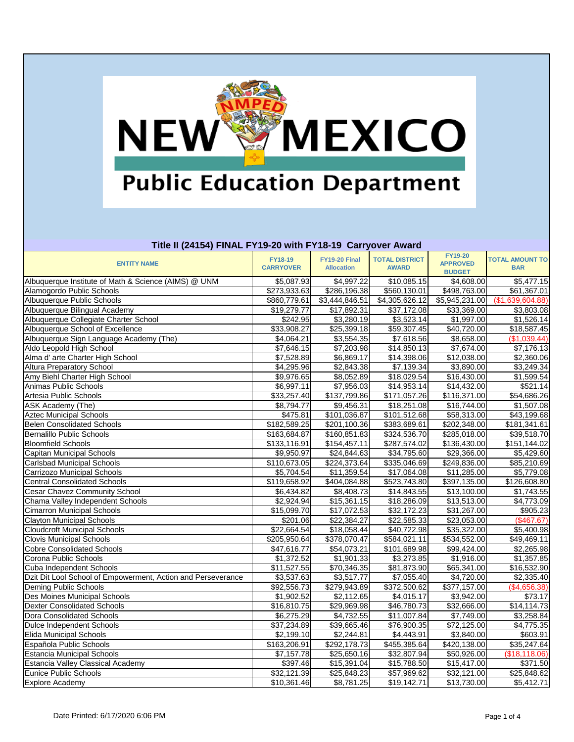# New Mexico Public Education Department

## Title II (24154) FINAL FY19-20 with FY18-19 Carryover Award

| ENTITY NAME | FY18-19 CARRYOVER | FY19-20 Final Allocation | TOTAL DISTRICT AWARD | FY19-20 APPROVED BUDGET | TOTAL AMOUNT TO BAR |
|---|---|---|---|---|---|
| Albuquerque Institute of Math & Science (AIMS) @ UNM | $5,087.93 | $4,997.22 | $10,085.15 | $4,608.00 | $5,477.15 |
| Alamogordo Public Schools | $273,933.63 | $286,196.38 | $560,130.01 | $498,763.00 | $61,367.01 |
| Albuquerque Public Schools | $860,779.61 | $3,444,846.51 | $4,305,626.12 | $5,945,231.00 | ($1,639,604.88) |
| Albuquerque Bilingual Academy | $19,279.77 | $17,892.31 | $37,172.08 | $33,369.00 | $3,803.08 |
| Albuquerque Collegiate Charter School | $242.95 | $3,280.19 | $3,523.14 | $1,997.00 | $1,526.14 |
| Albuquerque School of Excellence | $33,908.27 | $25,399.18 | $59,307.45 | $40,720.00 | $18,587.45 |
| Albuquerque Sign Language Academy (The) | $4,064.21 | $3,554.35 | $7,618.56 | $8,658.00 | ($1,039.44) |
| Aldo Leopold High School | $7,646.15 | $7,203.98 | $14,850.13 | $7,674.00 | $7,176.13 |
| Alma d' arte Charter High School | $7,528.89 | $6,869.17 | $14,398.06 | $12,038.00 | $2,360.06 |
| Altura Preparatory School | $4,295.96 | $2,843.38 | $7,139.34 | $3,890.00 | $3,249.34 |
| Amy Biehl Charter High School | $9,976.65 | $8,052.89 | $18,029.54 | $16,430.00 | $1,599.54 |
| Animas Public Schools | $6,997.11 | $7,956.03 | $14,953.14 | $14,432.00 | $521.14 |
| Artesia Public Schools | $33,257.40 | $137,799.86 | $171,057.26 | $116,371.00 | $54,686.26 |
| ASK Academy (The) | $8,794.77 | $9,456.31 | $18,251.08 | $16,744.00 | $1,507.08 |
| Aztec Municipal Schools | $475.81 | $101,036.87 | $101,512.68 | $58,313.00 | $43,199.68 |
| Belen Consolidated Schools | $182,589.25 | $201,100.36 | $383,689.61 | $202,348.00 | $181,341.61 |
| Bernalillo Public Schools | $163,684.87 | $160,851.83 | $324,536.70 | $285,018.00 | $39,518.70 |
| Bloomfield Schools | $133,116.91 | $154,457.11 | $287,574.02 | $136,430.00 | $151,144.02 |
| Capitan Municipal Schools | $9,950.97 | $24,844.63 | $34,795.60 | $29,366.00 | $5,429.60 |
| Carlsbad Municipal Schools | $110,673.05 | $224,373.64 | $335,046.69 | $249,836.00 | $85,210.69 |
| Carrizozo Municipal Schools | $5,704.54 | $11,359.54 | $17,064.08 | $11,285.00 | $5,779.08 |
| Central Consolidated Schools | $119,658.92 | $404,084.88 | $523,743.80 | $397,135.00 | $126,608.80 |
| Cesar Chavez Community School | $6,434.82 | $8,408.73 | $14,843.55 | $13,100.00 | $1,743.55 |
| Chama Valley Independent Schools | $2,924.94 | $15,361.15 | $18,286.09 | $13,513.00 | $4,773.09 |
| Cimarron Municipal Schools | $15,099.70 | $17,072.53 | $32,172.23 | $31,267.00 | $905.23 |
| Clayton Municipal Schools | $201.06 | $22,384.27 | $22,585.33 | $23,053.00 | ($467.67) |
| Cloudcroft Municipal Schools | $22,664.54 | $18,058.44 | $40,722.98 | $35,322.00 | $5,400.98 |
| Clovis Municipal Schools | $205,950.64 | $378,070.47 | $584,021.11 | $534,552.00 | $49,469.11 |
| Cobre Consolidated Schools | $47,616.77 | $54,073.21 | $101,689.98 | $99,424.00 | $2,265.98 |
| Corona Public Schools | $1,372.52 | $1,901.33 | $3,273.85 | $1,916.00 | $1,357.85 |
| Cuba Independent Schools | $11,527.55 | $70,346.35 | $81,873.90 | $65,341.00 | $16,532.90 |
| Dzit Dit Lool School of Empowerment, Action and Perseverance | $3,537.63 | $3,517.77 | $7,055.40 | $4,720.00 | $2,335.40 |
| Deming Public Schools | $92,556.73 | $279,943.89 | $372,500.62 | $377,157.00 | ($4,656.38) |
| Des Moines Municipal Schools | $1,902.52 | $2,112.65 | $4,015.17 | $3,942.00 | $73.17 |
| Dexter Consolidated Schools | $16,810.75 | $29,969.98 | $46,780.73 | $32,666.00 | $14,114.73 |
| Dora Consolidated Schools | $6,275.29 | $4,732.55 | $11,007.84 | $7,749.00 | $3,258.84 |
| Dulce Independent Schools | $37,234.89 | $39,665.46 | $76,900.35 | $72,125.00 | $4,775.35 |
| Elida Municipal Schools | $2,199.10 | $2,244.81 | $4,443.91 | $3,840.00 | $603.91 |
| Española Public Schools | $163,206.91 | $292,178.73 | $455,385.64 | $420,138.00 | $35,247.64 |
| Estancia Municipal Schools | $7,157.78 | $25,650.16 | $32,807.94 | $50,926.00 | ($18,118.06) |
| Estancia Valley Classical Academy | $397.46 | $15,391.04 | $15,788.50 | $15,417.00 | $371.50 |
| Eunice Public Schools | $32,121.39 | $25,848.23 | $57,969.62 | $32,121.00 | $25,848.62 |
| Explore Academy | $10,361.46 | $8,781.25 | $19,142.71 | $13,730.00 | $5,412.71 |

Date Printed: 6/17/2020 6:06 PM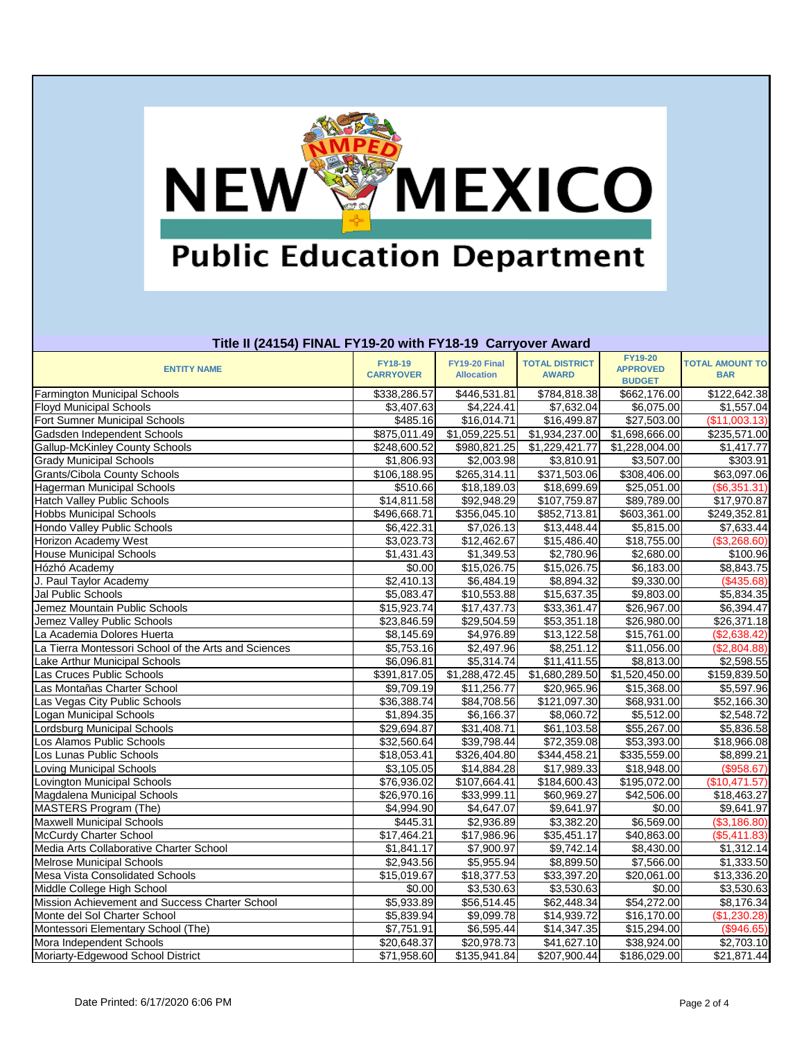# NEW MEXICO Public Education Department

## Title II (24154) FINAL FY19-20 with FY18-19 Carryover Award

| ENTITY NAME | FY18-19 CARRYOVER | FY19-20 Final Allocation | TOTAL DISTRICT AWARD | FY19-20 APPROVED BUDGET | TOTAL AMOUNT TO BAR |
|---|---|---|---|---|---|
| Farmington Municipal Schools | $338,286.57 | $446,531.81 | $784,818.38 | $662,176.00 | $122,642.38 |
| Floyd Municipal Schools | $3,407.63 | $4,224.41 | $7,632.04 | $6,075.00 | $1,557.04 |
| Fort Sumner Municipal Schools | $485.16 | $16,014.71 | $16,499.87 | $27,503.00 | ($11,003.13) |
| Gadsden Independent Schools | $875,011.49 | $1,059,225.51 | $1,934,237.00 | $1,698,666.00 | $235,571.00 |
| Gallup-McKinley County Schools | $248,600.52 | $980,821.25 | $1,229,421.77 | $1,228,004.00 | $1,417.77 |
| Grady Municipal Schools | $1,806.93 | $2,003.98 | $3,810.91 | $3,507.00 | $303.91 |
| Grants/Cibola County Schools | $106,188.95 | $265,314.11 | $371,503.06 | $308,406.00 | $63,097.06 |
| Hagerman Municipal Schools | $510.66 | $18,189.03 | $18,699.69 | $25,051.00 | ($6,351.31) |
| Hatch Valley Public Schools | $14,811.58 | $92,948.29 | $107,759.87 | $89,789.00 | $17,970.87 |
| Hobbs Municipal Schools | $496,668.71 | $356,045.10 | $852,713.81 | $603,361.00 | $249,352.81 |
| Hondo Valley Public Schools | $6,422.31 | $7,026.13 | $13,448.44 | $5,815.00 | $7,633.44 |
| Horizon Academy West | $3,023.73 | $12,462.67 | $15,486.40 | $18,755.00 | ($3,268.60) |
| House Municipal Schools | $1,431.43 | $1,349.53 | $2,780.96 | $2,680.00 | $100.96 |
| Hózhó Academy | $0.00 | $15,026.75 | $15,026.75 | $6,183.00 | $8,843.75 |
| J. Paul Taylor Academy | $2,410.13 | $6,484.19 | $8,894.32 | $9,330.00 | ($435.68) |
| Jal Public Schools | $5,083.47 | $10,553.88 | $15,637.35 | $9,803.00 | $5,834.35 |
| Jemez Mountain Public Schools | $15,923.74 | $17,437.73 | $33,361.47 | $26,967.00 | $6,394.47 |
| Jemez Valley Public Schools | $23,846.59 | $29,504.59 | $53,351.18 | $26,980.00 | $26,371.18 |
| La Academia Dolores Huerta | $8,145.69 | $4,976.89 | $13,122.58 | $15,761.00 | ($2,638.42) |
| La Tierra Montessori School of the Arts and Sciences | $5,753.16 | $2,497.96 | $8,251.12 | $11,056.00 | ($2,804.88) |
| Lake Arthur Municipal Schools | $6,096.81 | $5,314.74 | $11,411.55 | $8,813.00 | $2,598.55 |
| Las Cruces Public Schools | $391,817.05 | $1,288,472.45 | $1,680,289.50 | $1,520,450.00 | $159,839.50 |
| Las Montañas Charter School | $9,709.19 | $11,256.77 | $20,965.96 | $15,368.00 | $5,597.96 |
| Las Vegas City Public Schools | $36,388.74 | $84,708.56 | $121,097.30 | $68,931.00 | $52,166.30 |
| Logan Municipal Schools | $1,894.35 | $6,166.37 | $8,060.72 | $5,512.00 | $2,548.72 |
| Lordsburg Municipal Schools | $29,694.87 | $31,408.71 | $61,103.58 | $55,267.00 | $5,836.58 |
| Los Alamos Public Schools | $32,560.64 | $39,798.44 | $72,359.08 | $53,393.00 | $18,966.08 |
| Los Lunas Public Schools | $18,053.41 | $326,404.80 | $344,458.21 | $335,559.00 | $8,899.21 |
| Loving Municipal Schools | $3,105.05 | $14,884.28 | $17,989.33 | $18,948.00 | ($958.67) |
| Lovington Municipal Schools | $76,936.02 | $107,664.41 | $184,600.43 | $195,072.00 | ($10,471.57) |
| Magdalena Municipal Schools | $26,970.16 | $33,999.11 | $60,969.27 | $42,506.00 | $18,463.27 |
| MASTERS Program (The) | $4,994.90 | $4,647.07 | $9,641.97 | $0.00 | $9,641.97 |
| Maxwell Municipal Schools | $445.31 | $2,936.89 | $3,382.20 | $6,569.00 | ($3,186.80) |
| McCurdy Charter School | $17,464.21 | $17,986.96 | $35,451.17 | $40,863.00 | ($5,411.83) |
| Media Arts Collaborative Charter School | $1,841.17 | $7,900.97 | $9,742.14 | $8,430.00 | $1,312.14 |
| Melrose Municipal Schools | $2,943.56 | $5,955.94 | $8,899.50 | $7,566.00 | $1,333.50 |
| Mesa Vista Consolidated Schools | $15,019.67 | $18,377.53 | $33,397.20 | $20,061.00 | $13,336.20 |
| Middle College High School | $0.00 | $3,530.63 | $3,530.63 | $0.00 | $3,530.63 |
| Mission Achievement and Success Charter School | $5,933.89 | $56,514.45 | $62,448.34 | $54,272.00 | $8,176.34 |
| Monte del Sol Charter School | $5,839.94 | $9,099.78 | $14,939.72 | $16,170.00 | ($1,230.28) |
| Montessori Elementary School (The) | $7,751.91 | $6,595.44 | $14,347.35 | $15,294.00 | ($946.65) |
| Mora Independent Schools | $20,648.37 | $20,978.73 | $41,627.10 | $38,924.00 | $2,703.10 |
| Moriarty-Edgewood School District | $71,958.60 | $135,941.84 | $207,900.44 | $186,029.00 | $21,871.44 |

Date Printed: 6/17/2020 6:06 PM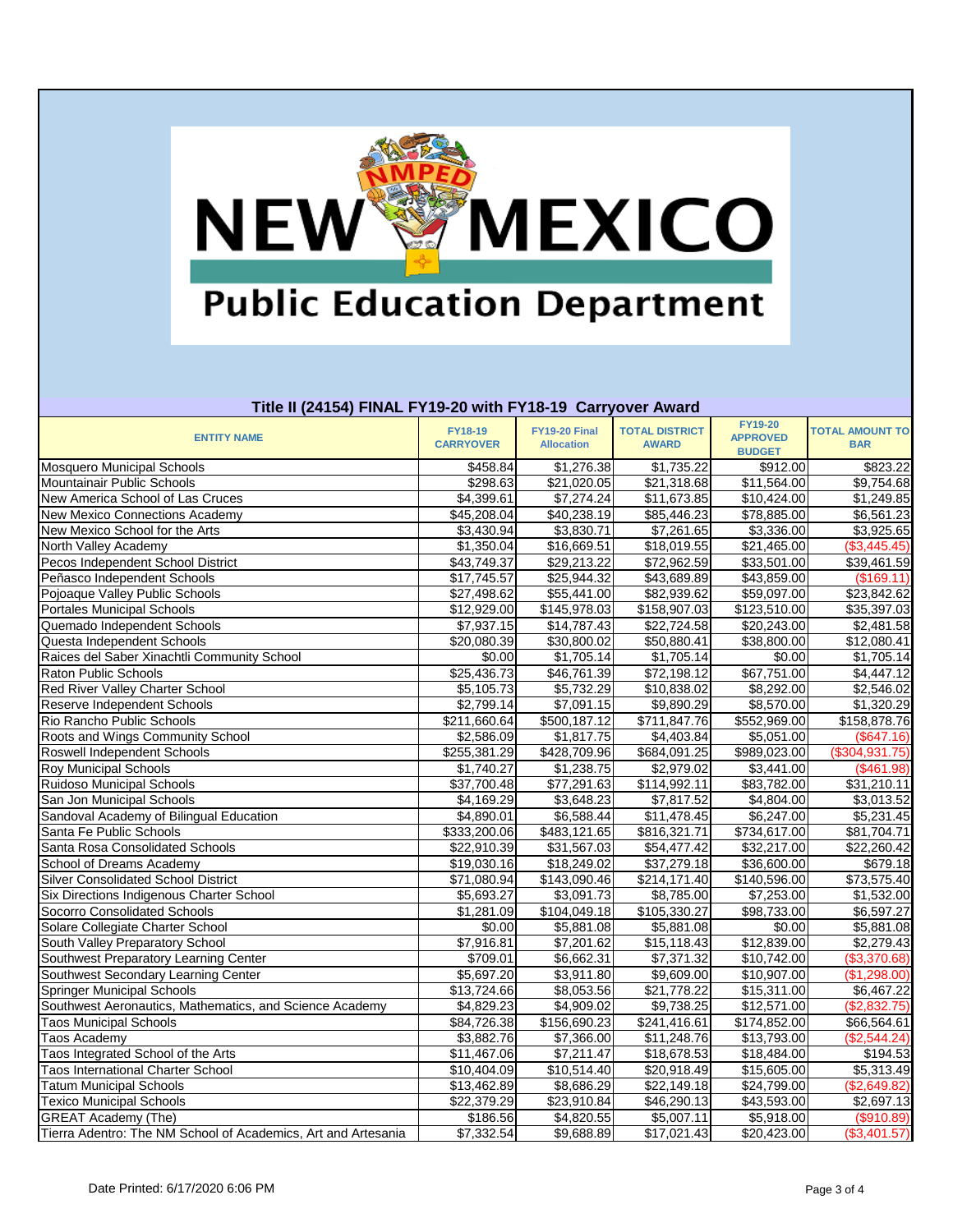# NEW MEXICO Public Education Department

## Title II (24154) FINAL FY19-20 with FY18-19 Carryover Award

| ENTITY NAME | FY18-19 CARRYOVER | FY19-20 Final Allocation | TOTAL DISTRICT AWARD | FY19-20 APPROVED BUDGET | TOTAL AMOUNT TO BAR |
|---|---|---|---|---|---|
| Mosquero Municipal Schools | $458.84 | $1,276.38 | $1,735.22 | $912.00 | $823.22 |
| Mountainair Public Schools | $298.63 | $21,020.05 | $21,318.68 | $11,564.00 | $9,754.68 |
| New America School of Las Cruces | $4,399.61 | $7,274.24 | $11,673.85 | $10,424.00 | $1,249.85 |
| New Mexico Connections Academy | $45,208.04 | $40,238.19 | $85,446.23 | $78,885.00 | $6,561.23 |
| New Mexico School for the Arts | $3,430.94 | $3,830.71 | $7,261.65 | $3,336.00 | $3,925.65 |
| North Valley Academy | $1,350.04 | $16,669.51 | $18,019.55 | $21,465.00 | ($3,445.45) |
| Pecos Independent School District | $43,749.37 | $29,213.22 | $72,962.59 | $33,501.00 | $39,461.59 |
| Peñasco Independent Schools | $17,745.57 | $25,944.32 | $43,689.89 | $43,859.00 | ($169.11) |
| Pojoaque Valley Public Schools | $27,498.62 | $55,441.00 | $82,939.62 | $59,097.00 | $23,842.62 |
| Portales Municipal Schools | $12,929.00 | $145,978.03 | $158,907.03 | $123,510.00 | $35,397.03 |
| Quemado Independent Schools | $7,937.15 | $14,787.43 | $22,724.58 | $20,243.00 | $2,481.58 |
| Questa Independent Schools | $20,080.39 | $30,800.02 | $50,880.41 | $38,800.00 | $12,080.41 |
| Raices del Saber Xinachtli Community School | $0.00 | $1,705.14 | $1,705.14 | $0.00 | $1,705.14 |
| Raton Public Schools | $25,436.73 | $46,761.39 | $72,198.12 | $67,751.00 | $4,447.12 |
| Red River Valley Charter School | $5,105.73 | $5,732.29 | $10,838.02 | $8,292.00 | $2,546.02 |
| Reserve Independent Schools | $2,799.14 | $7,091.15 | $9,890.29 | $8,570.00 | $1,320.29 |
| Rio Rancho Public Schools | $211,660.64 | $500,187.12 | $711,847.76 | $552,969.00 | $158,878.76 |
| Roots and Wings Community School | $2,586.09 | $1,817.75 | $4,403.84 | $5,051.00 | ($647.16) |
| Roswell Independent Schools | $255,381.29 | $428,709.96 | $684,091.25 | $989,023.00 | ($304,931.75) |
| Roy Municipal Schools | $1,740.27 | $1,238.75 | $2,979.02 | $3,441.00 | ($461.98) |
| Ruidoso Municipal Schools | $37,700.48 | $77,291.63 | $114,992.11 | $83,782.00 | $31,210.11 |
| San Jon Municipal Schools | $4,169.29 | $3,648.23 | $7,817.52 | $4,804.00 | $3,013.52 |
| Sandoval Academy of Bilingual Education | $4,890.01 | $6,588.44 | $11,478.45 | $6,247.00 | $5,231.45 |
| Santa Fe Public Schools | $333,200.06 | $483,121.65 | $816,321.71 | $734,617.00 | $81,704.71 |
| Santa Rosa Consolidated Schools | $22,910.39 | $31,567.03 | $54,477.42 | $32,217.00 | $22,260.42 |
| School of Dreams Academy | $19,030.16 | $18,249.02 | $37,279.18 | $36,600.00 | $679.18 |
| Silver Consolidated School District | $71,080.94 | $143,090.46 | $214,171.40 | $140,596.00 | $73,575.40 |
| Six Directions Indigenous Charter School | $5,693.27 | $3,091.73 | $8,785.00 | $7,253.00 | $1,532.00 |
| Socorro Consolidated Schools | $1,281.09 | $104,049.18 | $105,330.27 | $98,733.00 | $6,597.27 |
| Solare Collegiate Charter School | $0.00 | $5,881.08 | $5,881.08 | $0.00 | $5,881.08 |
| South Valley Preparatory School | $7,916.81 | $7,201.62 | $15,118.43 | $12,839.00 | $2,279.43 |
| Southwest Preparatory Learning Center | $709.01 | $6,662.31 | $7,371.32 | $10,742.00 | ($3,370.68) |
| Southwest Secondary Learning Center | $5,697.20 | $3,911.80 | $9,609.00 | $10,907.00 | ($1,298.00) |
| Springer Municipal Schools | $13,724.66 | $8,053.56 | $21,778.22 | $15,311.00 | $6,467.22 |
| Southwest Aeronautics, Mathematics, and Science Academy | $4,829.23 | $4,909.02 | $9,738.25 | $12,571.00 | ($2,832.75) |
| Taos Municipal Schools | $84,726.38 | $156,690.23 | $241,416.61 | $174,852.00 | $66,564.61 |
| Taos Academy | $3,882.76 | $7,366.00 | $11,248.76 | $13,793.00 | ($2,544.24) |
| Taos Integrated School of the Arts | $11,467.06 | $7,211.47 | $18,678.53 | $18,484.00 | $194.53 |
| Taos International Charter School | $10,404.09 | $10,514.40 | $20,918.49 | $15,605.00 | $5,313.49 |
| Tatum Municipal Schools | $13,462.89 | $8,686.29 | $22,149.18 | $24,799.00 | ($2,649.82) |
| Texico Municipal Schools | $22,379.29 | $23,910.84 | $46,290.13 | $43,593.00 | $2,697.13 |
| GREAT Academy (The) | $186.56 | $4,820.55 | $5,007.11 | $5,918.00 | ($910.89) |
| Tierra Adentro: The NM School of Academics, Art and Artesania | $7,332.54 | $9,688.89 | $17,021.43 | $20,423.00 | ($3,401.57) |

Date Printed: 6/17/2020 6:06 PM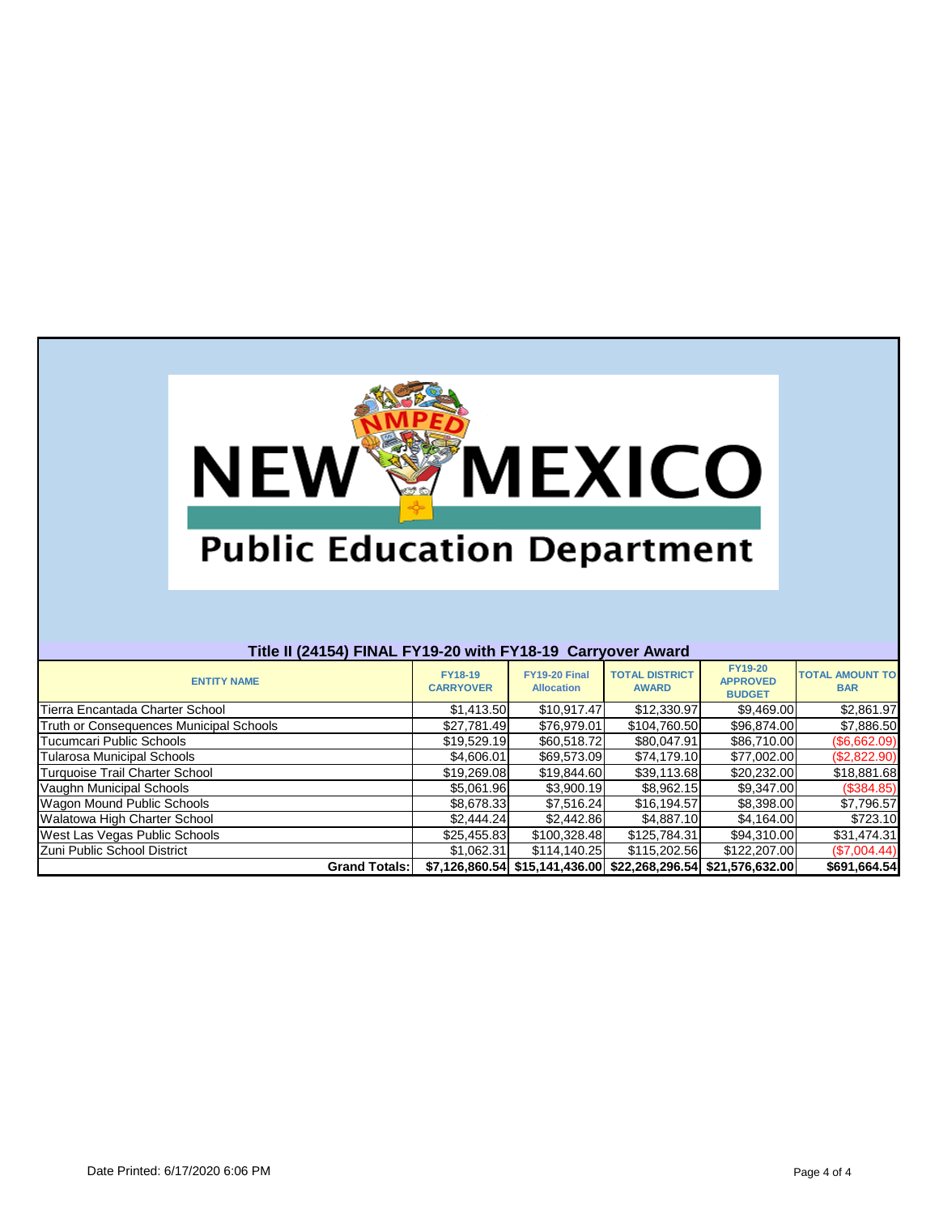New Mexico Public Education Department

## Title II (24154) FINAL FY19-20 with FY18-19 Carryover Award

| ENTITY NAME | FY18-19 CARRYOVER | FY19-20 Final Allocation | TOTAL DISTRICT AWARD | FY19-20 APPROVED BUDGET | TOTAL AMOUNT TO BAR |
|---|---|---|---|---|---|
| Tierra Encantada Charter School | $1,413.50 | $10,917.47 | $12,330.97 | $9,469.00 | $2,861.97 |
| Truth or Consequences Municipal Schools | $27,781.49 | $76,979.01 | $104,760.50 | $96,874.00 | $7,886.50 |
| Tucumcari Public Schools | $19,529.19 | $60,518.72 | $80,047.91 | $86,710.00 | ($6,662.09) |
| Tularosa Municipal Schools | $4,606.01 | $69,573.09 | $74,179.10 | $77,002.00 | ($2,822.90) |
| Turquoise Trail Charter School | $19,269.08 | $19,844.60 | $39,113.68 | $20,232.00 | $18,881.68 |
| Vaughn Municipal Schools | $5,061.96 | $3,900.19 | $8,962.15 | $9,347.00 | ($384.85) |
| Wagon Mound Public Schools | $8,678.33 | $7,516.24 | $16,194.57 | $8,398.00 | $7,796.57 |
| Walatowa High Charter School | $2,444.24 | $2,442.86 | $4,887.10 | $4,164.00 | $723.10 |
| West Las Vegas Public Schools | $25,455.83 | $100,328.48 | $125,784.31 | $94,310.00 | $31,474.31 |
| Zuni Public School District | $1,062.31 | $114,140.25 | $115,202.56 | $122,207.00 | ($7,004.44) |
| **Grand Totals:** | **$7,126,860.54** | **$15,141,436.00** | **$22,268,296.54** | **$21,576,632.00** | **$691,664.54** |

Date Printed: 6/17/2020 6:06 PM